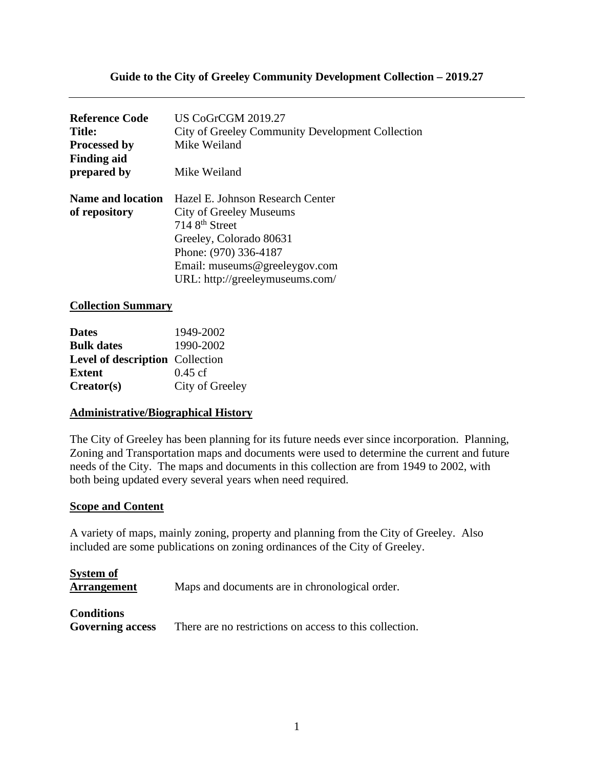## Guide to the City of Greeley Community Development Collection – 2019.27

---

| | |
|---|---|
| **Reference Code** | US CoGrCGM 2019.27 |
| **Title:** | City of Greeley Community Development Collection |
| **Processed by** | Mike Weiland |
| **Finding aid prepared by** | Mike Weiland |
| **Name and location of repository** | Hazel E. Johnson Research Center<br>City of Greeley Museums<br>714 8th Street<br>Greeley, Colorado 80631<br>Phone: (970) 336-4187<br>Email: museums@greeleygov.com<br>URL: http://greeleymuseums.com/ |

### Collection Summary

| | |
|---|---|
| **Dates** | 1949-2002 |
| **Bulk dates** | 1990-2002 |
| **Level of description** | Collection |
| **Extent** | 0.45 cf |
| **Creator(s)** | City of Greeley |

### Administrative/Biographical History

The City of Greeley has been planning for its future needs ever since incorporation. Planning, Zoning and Transportation maps and documents were used to determine the current and future needs of the City. The maps and documents in this collection are from 1949 to 2002, with both being updated every several years when need required.

### Scope and Content

A variety of maps, mainly zoning, property and planning from the City of Greeley. Also included are some publications on zoning ordinances of the City of Greeley.

| | |
|---|---|
| **System of Arrangement** | Maps and documents are in chronological order. |
| **Conditions Governing access** | There are no restrictions on access to this collection. |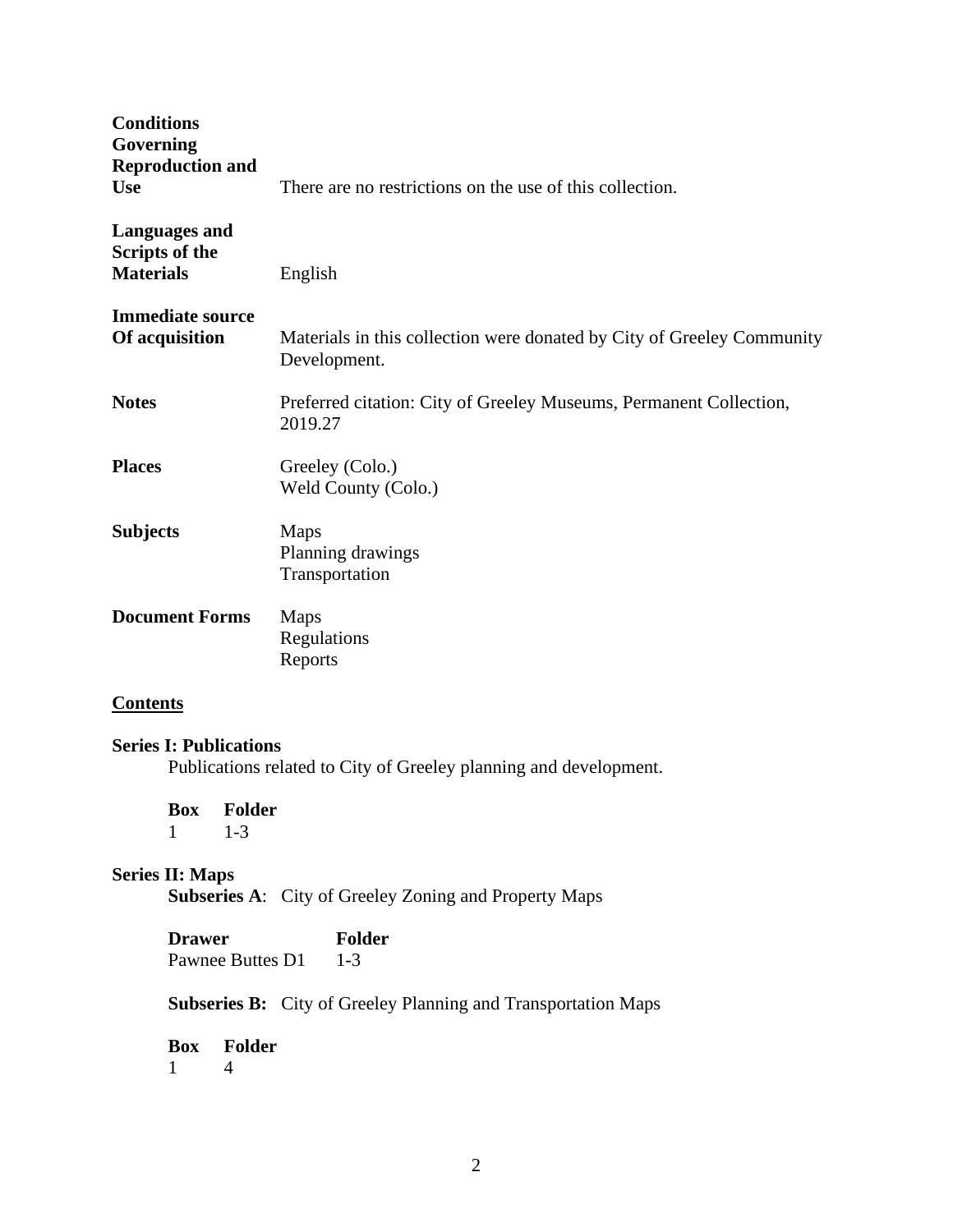**Conditions Governing Reproduction and Use** There are no restrictions on the use of this collection.

**Languages and Scripts of the Materials** English

**Immediate source Of acquisition** Materials in this collection were donated by City of Greeley Community Development.

**Notes** Preferred citation: City of Greeley Museums, Permanent Collection, 2019.27

**Places** Greeley (Colo.)
Weld County (Colo.)

**Subjects** Maps
Planning drawings
Transportation

**Document Forms** Maps
Regulations
Reports

**Contents**

**Series I: Publications**

Publications related to City of Greeley planning and development.

| Box | Folder |
|---|---|
| 1 | 1-3 |

**Series II: Maps**

**Subseries A**: City of Greeley Zoning and Property Maps

| Drawer | Folder |
|---|---|
| Pawnee Buttes D1 | 1-3 |

**Subseries B:** City of Greeley Planning and Transportation Maps

| Box | Folder |
|---|---|
| 1 | 4 |